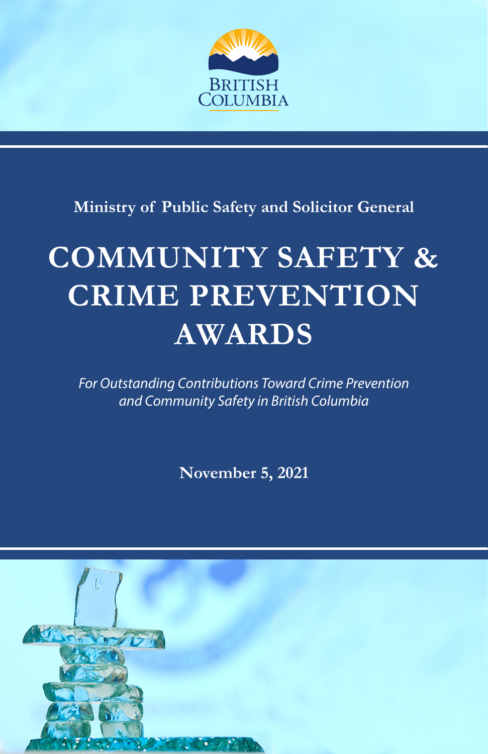BRITISH COLUMBIA

Ministry of Public Safety and Solicitor General

# COMMUNITY SAFETY & CRIME PREVENTION AWARDS

*For Outstanding Contributions Toward Crime Prevention and Community Safety in British Columbia*

**November 5, 2021**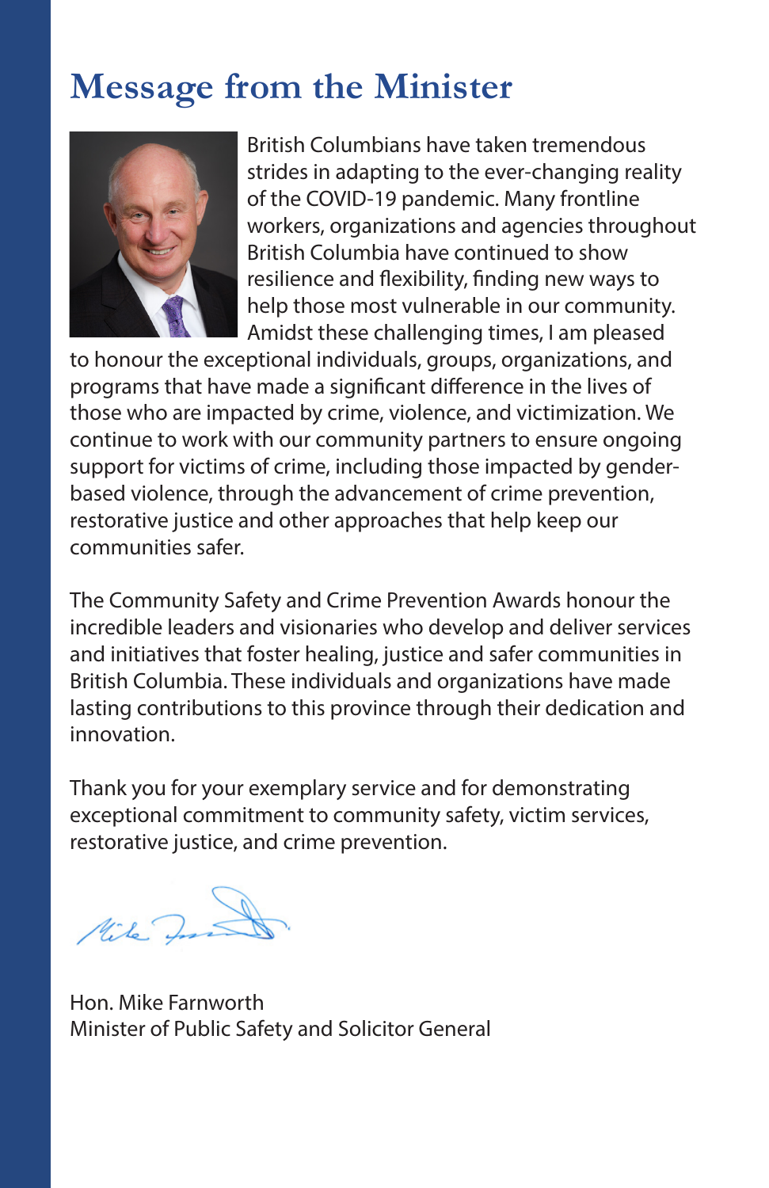# Message from the Minister

British Columbians have taken tremendous strides in adapting to the ever-changing reality of the COVID-19 pandemic. Many frontline workers, organizations and agencies throughout British Columbia have continued to show resilience and flexibility, finding new ways to help those most vulnerable in our community. Amidst these challenging times, I am pleased to honour the exceptional individuals, groups, organizations, and programs that have made a significant difference in the lives of those who are impacted by crime, violence, and victimization. We continue to work with our community partners to ensure ongoing support for victims of crime, including those impacted by gender-based violence, through the advancement of crime prevention, restorative justice and other approaches that help keep our communities safer.

The Community Safety and Crime Prevention Awards honour the incredible leaders and visionaries who develop and deliver services and initiatives that foster healing, justice and safer communities in British Columbia. These individuals and organizations have made lasting contributions to this province through their dedication and innovation.

Thank you for your exemplary service and for demonstrating exceptional commitment to community safety, victim services, restorative justice, and crime prevention.

Hon. Mike Farnworth
Minister of Public Safety and Solicitor General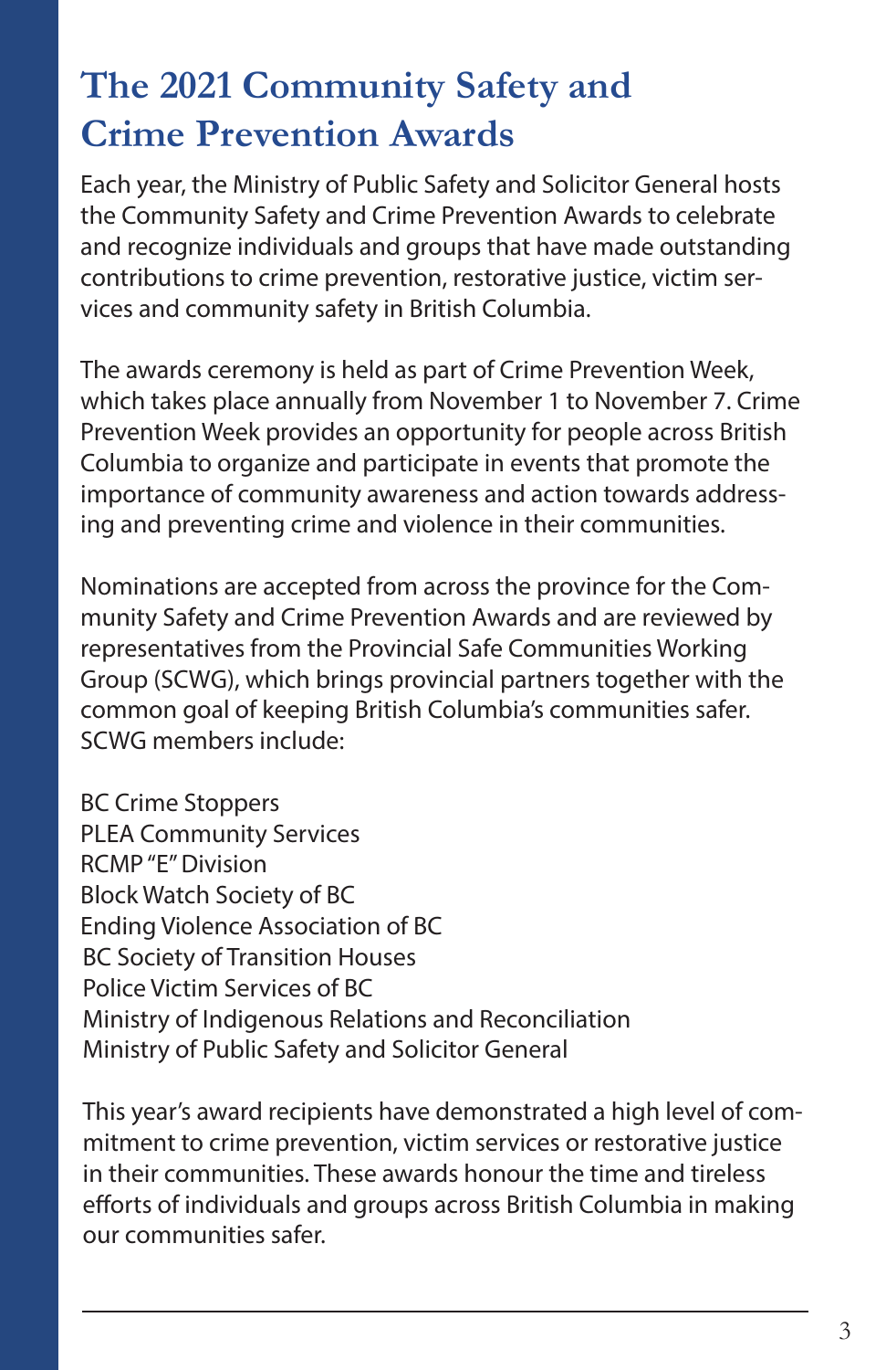# The 2021 Community Safety and Crime Prevention Awards

Each year, the Ministry of Public Safety and Solicitor General hosts the Community Safety and Crime Prevention Awards to celebrate and recognize individuals and groups that have made outstanding contributions to crime prevention, restorative justice, victim services and community safety in British Columbia.

The awards ceremony is held as part of Crime Prevention Week, which takes place annually from November 1 to November 7. Crime Prevention Week provides an opportunity for people across British Columbia to organize and participate in events that promote the importance of community awareness and action towards addressing and preventing crime and violence in their communities.

Nominations are accepted from across the province for the Community Safety and Crime Prevention Awards and are reviewed by representatives from the Provincial Safe Communities Working Group (SCWG), which brings provincial partners together with the common goal of keeping British Columbia's communities safer. SCWG members include:

BC Crime Stoppers
PLEA Community Services
RCMP "E" Division
Block Watch Society of BC
Ending Violence Association of BC
BC Society of Transition Houses
Police Victim Services of BC
Ministry of Indigenous Relations and Reconciliation
Ministry of Public Safety and Solicitor General

This year's award recipients have demonstrated a high level of commitment to crime prevention, victim services or restorative justice in their communities. These awards honour the time and tireless efforts of individuals and groups across British Columbia in making our communities safer.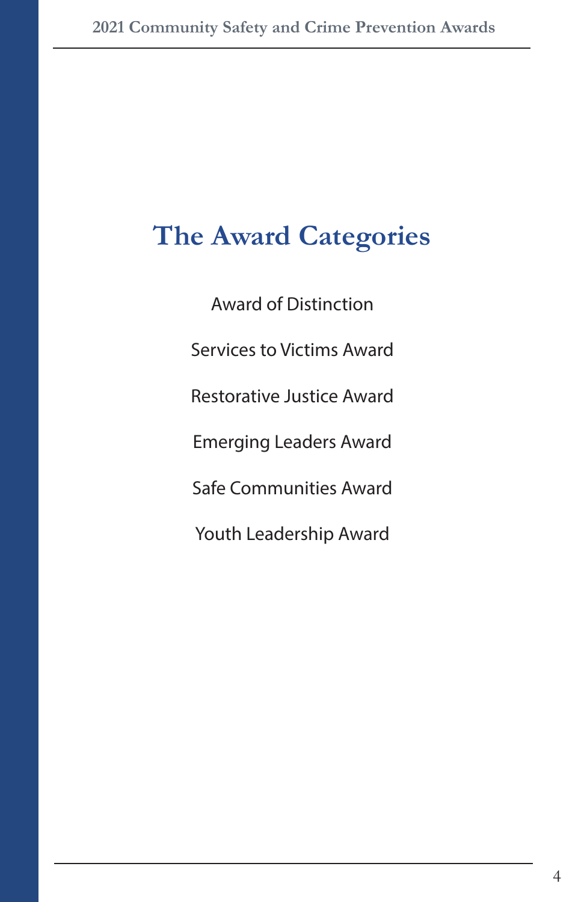# The Award Categories

Award of Distinction

Services to Victims Award

Restorative Justice Award

Emerging Leaders Award

Safe Communities Award

Youth Leadership Award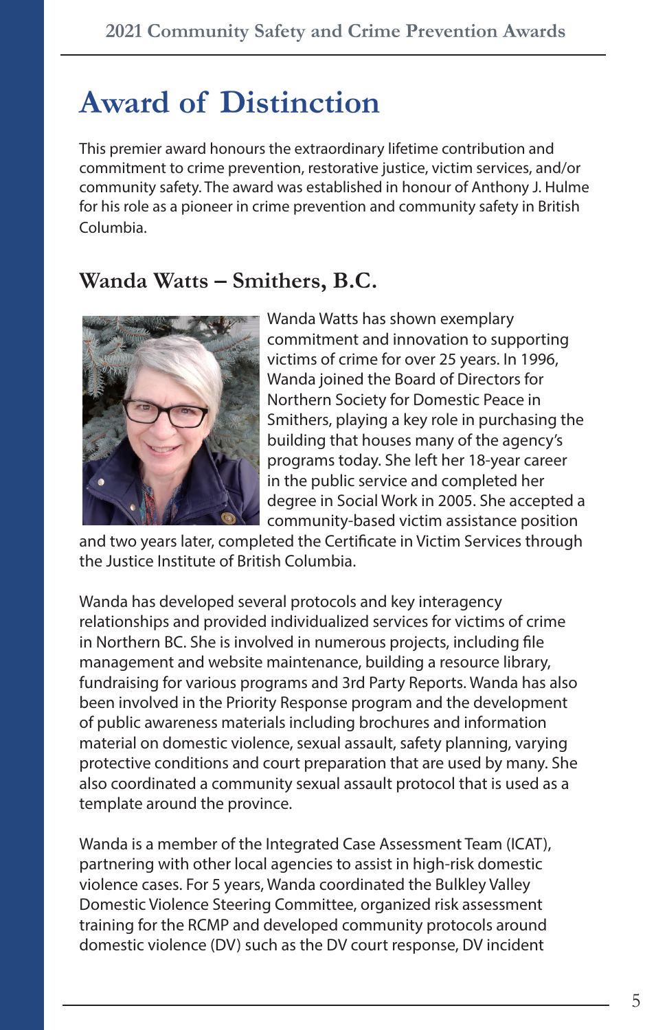# Award of Distinction

This premier award honours the extraordinary lifetime contribution and commitment to crime prevention, restorative justice, victim services, and/or community safety. The award was established in honour of Anthony J. Hulme for his role as a pioneer in crime prevention and community safety in British Columbia.

## Wanda Watts – Smithers, B.C.

Wanda Watts has shown exemplary commitment and innovation to supporting victims of crime for over 25 years. In 1996, Wanda joined the Board of Directors for Northern Society for Domestic Peace in Smithers, playing a key role in purchasing the building that houses many of the agency's programs today. She left her 18-year career in the public service and completed her degree in Social Work in 2005. She accepted a community-based victim assistance position and two years later, completed the Certificate in Victim Services through the Justice Institute of British Columbia.

Wanda has developed several protocols and key interagency relationships and provided individualized services for victims of crime in Northern BC. She is involved in numerous projects, including file management and website maintenance, building a resource library, fundraising for various programs and 3rd Party Reports. Wanda has also been involved in the Priority Response program and the development of public awareness materials including brochures and information material on domestic violence, sexual assault, safety planning, varying protective conditions and court preparation that are used by many. She also coordinated a community sexual assault protocol that is used as a template around the province.

Wanda is a member of the Integrated Case Assessment Team (ICAT), partnering with other local agencies to assist in high-risk domestic violence cases. For 5 years, Wanda coordinated the Bulkley Valley Domestic Violence Steering Committee, organized risk assessment training for the RCMP and developed community protocols around domestic violence (DV) such as the DV court response, DV incident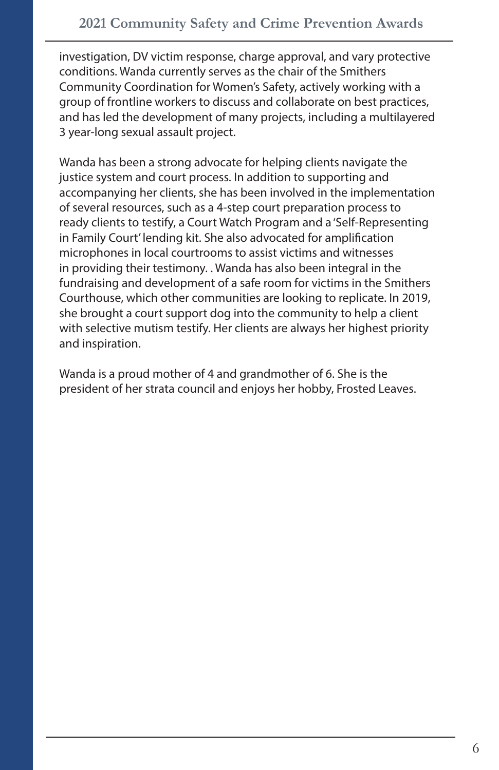investigation, DV victim response, charge approval, and vary protective conditions. Wanda currently serves as the chair of the Smithers Community Coordination for Women's Safety, actively working with a group of frontline workers to discuss and collaborate on best practices, and has led the development of many projects, including a multilayered 3 year-long sexual assault project.

Wanda has been a strong advocate for helping clients navigate the justice system and court process. In addition to supporting and accompanying her clients, she has been involved in the implementation of several resources, such as a 4-step court preparation process to ready clients to testify, a Court Watch Program and a 'Self-Representing in Family Court' lending kit. She also advocated for amplification microphones in local courtrooms to assist victims and witnesses in providing their testimony. . Wanda has also been integral in the fundraising and development of a safe room for victims in the Smithers Courthouse, which other communities are looking to replicate. In 2019, she brought a court support dog into the community to help a client with selective mutism testify. Her clients are always her highest priority and inspiration.

Wanda is a proud mother of 4 and grandmother of 6. She is the president of her strata council and enjoys her hobby, Frosted Leaves.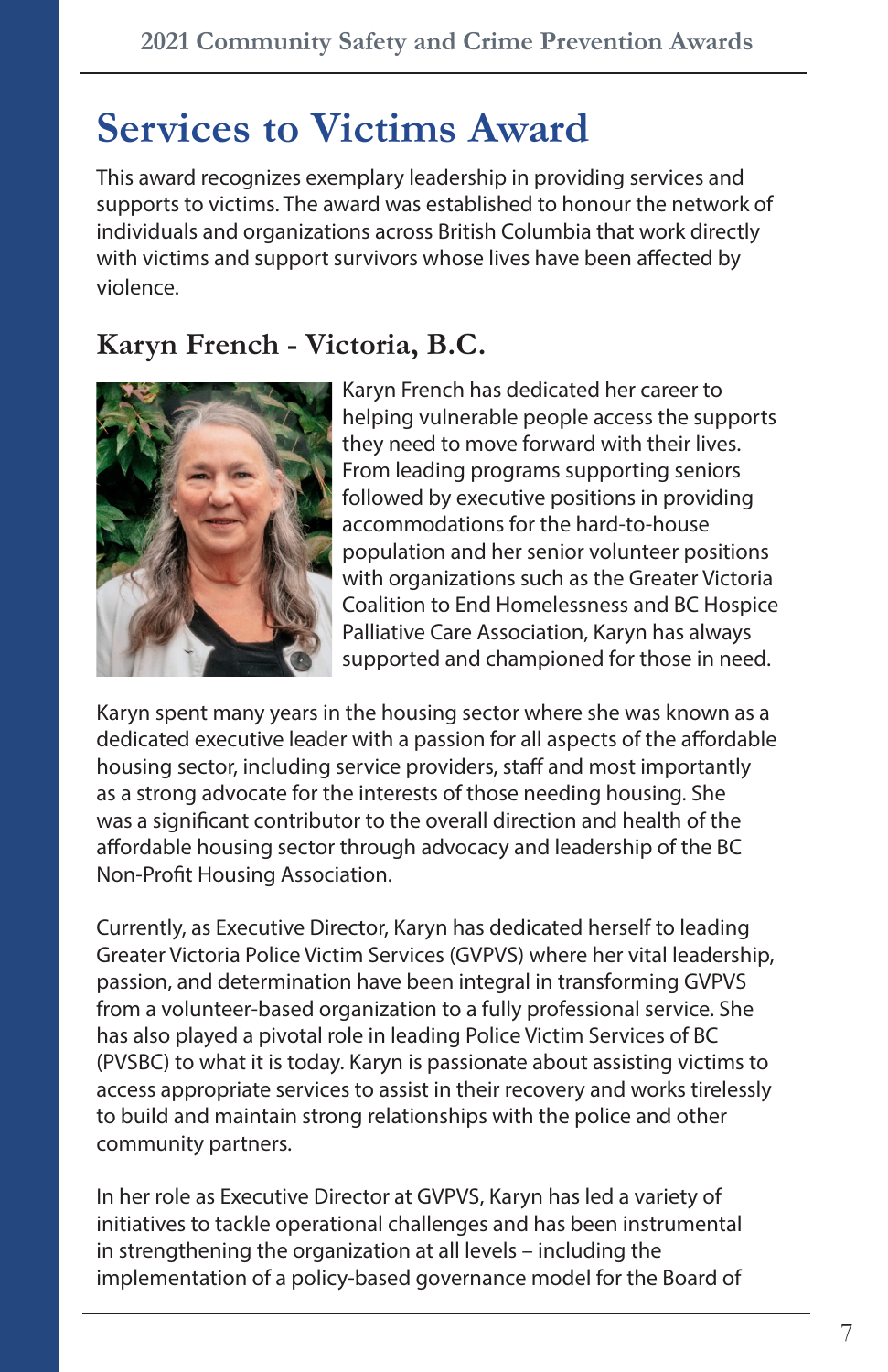# Services to Victims Award

This award recognizes exemplary leadership in providing services and supports to victims. The award was established to honour the network of individuals and organizations across British Columbia that work directly with victims and support survivors whose lives have been affected by violence.

## Karyn French - Victoria, B.C.

Karyn French has dedicated her career to helping vulnerable people access the supports they need to move forward with their lives. From leading programs supporting seniors followed by executive positions in providing accommodations for the hard-to-house population and her senior volunteer positions with organizations such as the Greater Victoria Coalition to End Homelessness and BC Hospice Palliative Care Association, Karyn has always supported and championed for those in need.

Karyn spent many years in the housing sector where she was known as a dedicated executive leader with a passion for all aspects of the affordable housing sector, including service providers, staff and most importantly as a strong advocate for the interests of those needing housing. She was a significant contributor to the overall direction and health of the affordable housing sector through advocacy and leadership of the BC Non-Profit Housing Association.

Currently, as Executive Director, Karyn has dedicated herself to leading Greater Victoria Police Victim Services (GVPVS) where her vital leadership, passion, and determination have been integral in transforming GVPVS from a volunteer-based organization to a fully professional service. She has also played a pivotal role in leading Police Victim Services of BC (PVSBC) to what it is today. Karyn is passionate about assisting victims to access appropriate services to assist in their recovery and works tirelessly to build and maintain strong relationships with the police and other community partners.

In her role as Executive Director at GVPVS, Karyn has led a variety of initiatives to tackle operational challenges and has been instrumental in strengthening the organization at all levels – including the implementation of a policy-based governance model for the Board of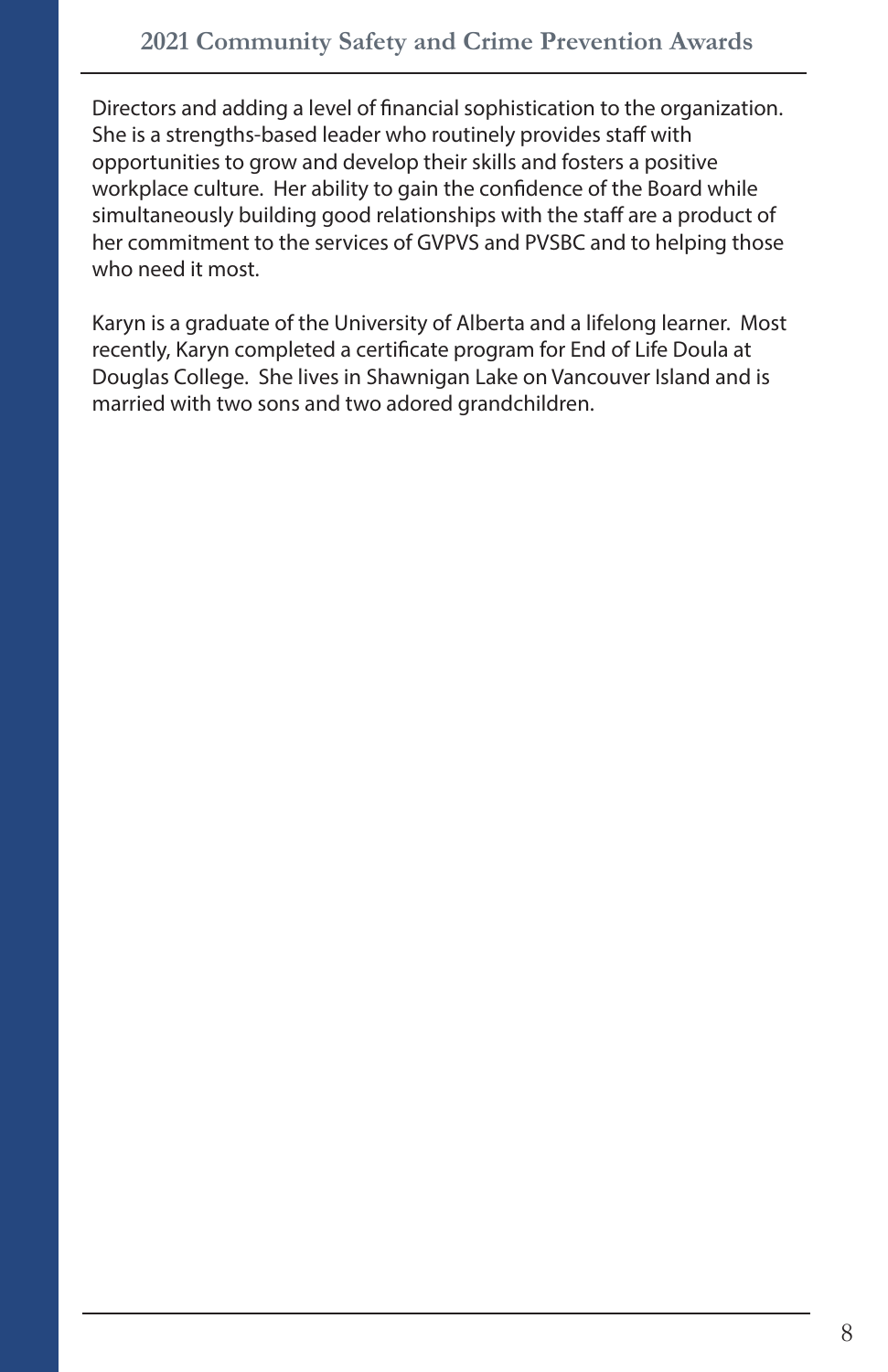Directors and adding a level of financial sophistication to the organization. She is a strengths-based leader who routinely provides staff with opportunities to grow and develop their skills and fosters a positive workplace culture. Her ability to gain the confidence of the Board while simultaneously building good relationships with the staff are a product of her commitment to the services of GVPVS and PVSBC and to helping those who need it most.

Karyn is a graduate of the University of Alberta and a lifelong learner. Most recently, Karyn completed a certificate program for End of Life Doula at Douglas College. She lives in Shawnigan Lake on Vancouver Island and is married with two sons and two adored grandchildren.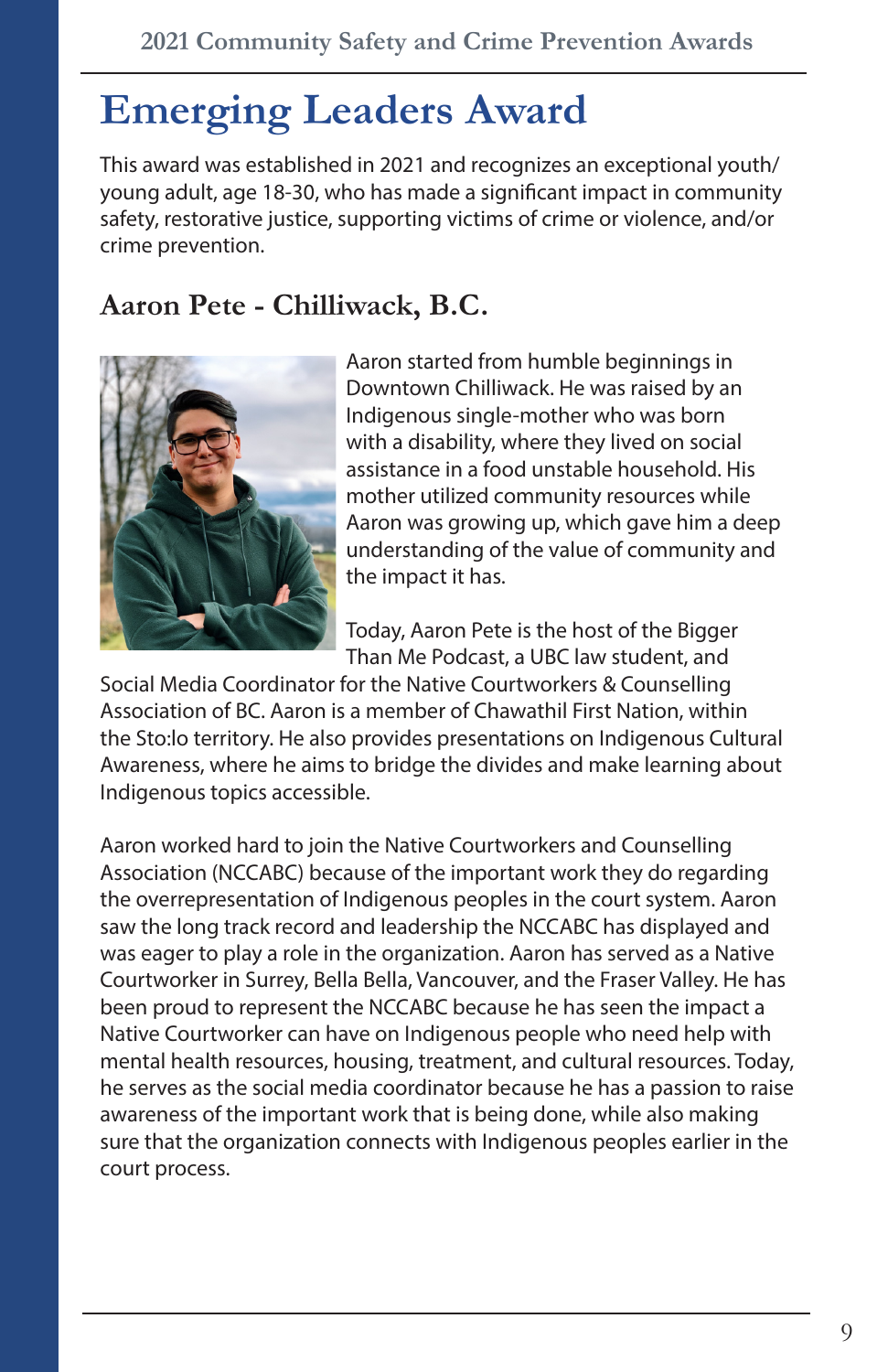# Emerging Leaders Award

This award was established in 2021 and recognizes an exceptional youth/young adult, age 18-30, who has made a significant impact in community safety, restorative justice, supporting victims of crime or violence, and/or crime prevention.

## Aaron Pete - Chilliwack, B.C.

Aaron started from humble beginnings in Downtown Chilliwack. He was raised by an Indigenous single-mother who was born with a disability, where they lived on social assistance in a food unstable household. His mother utilized community resources while Aaron was growing up, which gave him a deep understanding of the value of community and the impact it has.

Today, Aaron Pete is the host of the Bigger Than Me Podcast, a UBC law student, and Social Media Coordinator for the Native Courtworkers & Counselling Association of BC. Aaron is a member of Chawathil First Nation, within the Sto:lo territory. He also provides presentations on Indigenous Cultural Awareness, where he aims to bridge the divides and make learning about Indigenous topics accessible.

Aaron worked hard to join the Native Courtworkers and Counselling Association (NCCABC) because of the important work they do regarding the overrepresentation of Indigenous peoples in the court system. Aaron saw the long track record and leadership the NCCABC has displayed and was eager to play a role in the organization. Aaron has served as a Native Courtworker in Surrey, Bella Bella, Vancouver, and the Fraser Valley. He has been proud to represent the NCCABC because he has seen the impact a Native Courtworker can have on Indigenous people who need help with mental health resources, housing, treatment, and cultural resources. Today, he serves as the social media coordinator because he has a passion to raise awareness of the important work that is being done, while also making sure that the organization connects with Indigenous peoples earlier in the court process.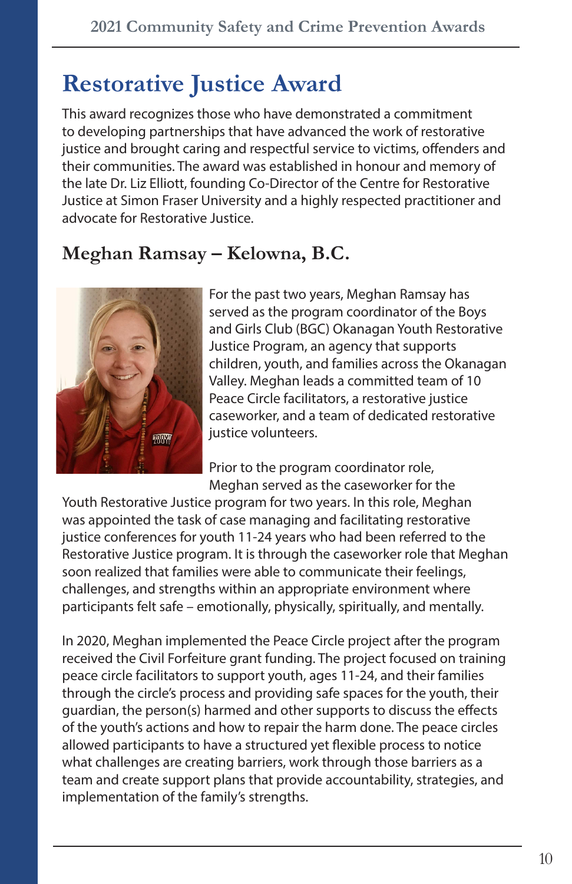# Restorative Justice Award

This award recognizes those who have demonstrated a commitment to developing partnerships that have advanced the work of restorative justice and brought caring and respectful service to victims, offenders and their communities. The award was established in honour and memory of the late Dr. Liz Elliott, founding Co-Director of the Centre for Restorative Justice at Simon Fraser University and a highly respected practitioner and advocate for Restorative Justice.

## Meghan Ramsay – Kelowna, B.C.

For the past two years, Meghan Ramsay has served as the program coordinator of the Boys and Girls Club (BGC) Okanagan Youth Restorative Justice Program, an agency that supports children, youth, and families across the Okanagan Valley. Meghan leads a committed team of 10 Peace Circle facilitators, a restorative justice caseworker, and a team of dedicated restorative justice volunteers.

Prior to the program coordinator role, Meghan served as the caseworker for the Youth Restorative Justice program for two years. In this role, Meghan was appointed the task of case managing and facilitating restorative justice conferences for youth 11-24 years who had been referred to the Restorative Justice program. It is through the caseworker role that Meghan soon realized that families were able to communicate their feelings, challenges, and strengths within an appropriate environment where participants felt safe – emotionally, physically, spiritually, and mentally.

In 2020, Meghan implemented the Peace Circle project after the program received the Civil Forfeiture grant funding. The project focused on training peace circle facilitators to support youth, ages 11-24, and their families through the circle's process and providing safe spaces for the youth, their guardian, the person(s) harmed and other supports to discuss the effects of the youth's actions and how to repair the harm done. The peace circles allowed participants to have a structured yet flexible process to notice what challenges are creating barriers, work through those barriers as a team and create support plans that provide accountability, strategies, and implementation of the family's strengths.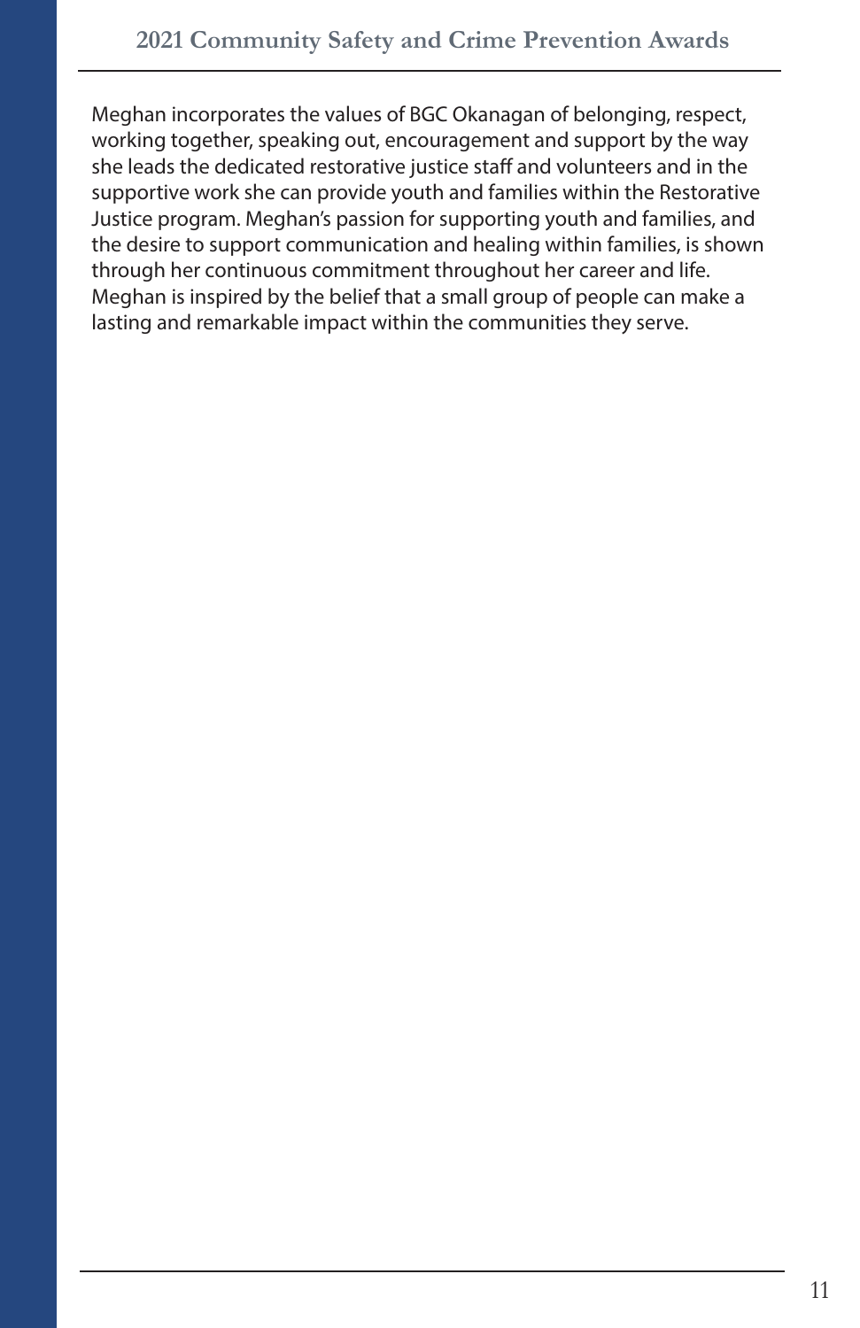Meghan incorporates the values of BGC Okanagan of belonging, respect, working together, speaking out, encouragement and support by the way she leads the dedicated restorative justice staff and volunteers and in the supportive work she can provide youth and families within the Restorative Justice program. Meghan's passion for supporting youth and families, and the desire to support communication and healing within families, is shown through her continuous commitment throughout her career and life. Meghan is inspired by the belief that a small group of people can make a lasting and remarkable impact within the communities they serve.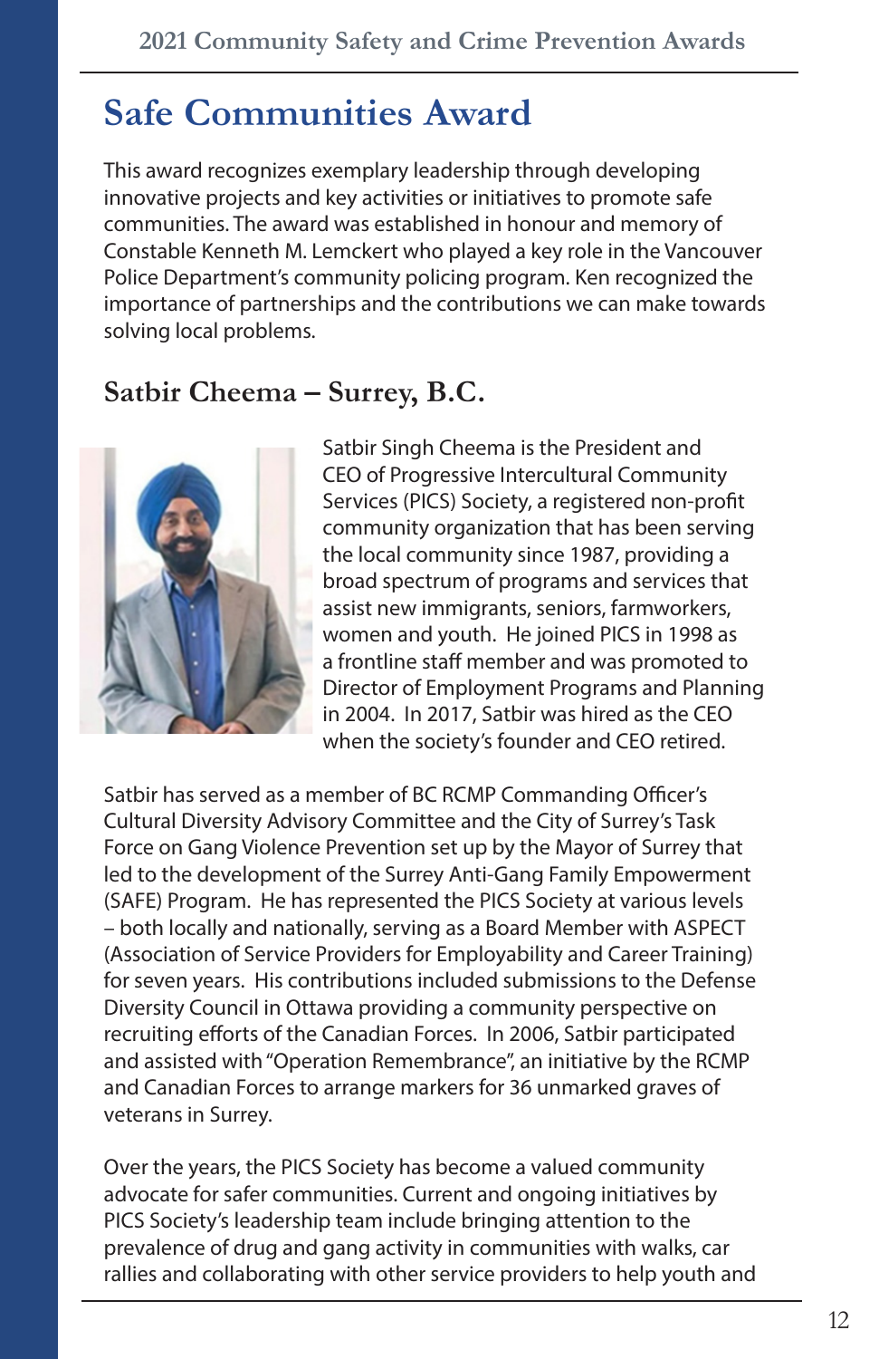# Safe Communities Award

This award recognizes exemplary leadership through developing innovative projects and key activities or initiatives to promote safe communities. The award was established in honour and memory of Constable Kenneth M. Lemckert who played a key role in the Vancouver Police Department's community policing program. Ken recognized the importance of partnerships and the contributions we can make towards solving local problems.

## Satbir Cheema – Surrey, B.C.

Satbir Singh Cheema is the President and CEO of Progressive Intercultural Community Services (PICS) Society, a registered non-profit community organization that has been serving the local community since 1987, providing a broad spectrum of programs and services that assist new immigrants, seniors, farmworkers, women and youth. He joined PICS in 1998 as a frontline staff member and was promoted to Director of Employment Programs and Planning in 2004. In 2017, Satbir was hired as the CEO when the society's founder and CEO retired.

Satbir has served as a member of BC RCMP Commanding Officer's Cultural Diversity Advisory Committee and the City of Surrey's Task Force on Gang Violence Prevention set up by the Mayor of Surrey that led to the development of the Surrey Anti-Gang Family Empowerment (SAFE) Program. He has represented the PICS Society at various levels – both locally and nationally, serving as a Board Member with ASPECT (Association of Service Providers for Employability and Career Training) for seven years. His contributions included submissions to the Defense Diversity Council in Ottawa providing a community perspective on recruiting efforts of the Canadian Forces. In 2006, Satbir participated and assisted with "Operation Remembrance", an initiative by the RCMP and Canadian Forces to arrange markers for 36 unmarked graves of veterans in Surrey.

Over the years, the PICS Society has become a valued community advocate for safer communities. Current and ongoing initiatives by PICS Society's leadership team include bringing attention to the prevalence of drug and gang activity in communities with walks, car rallies and collaborating with other service providers to help youth and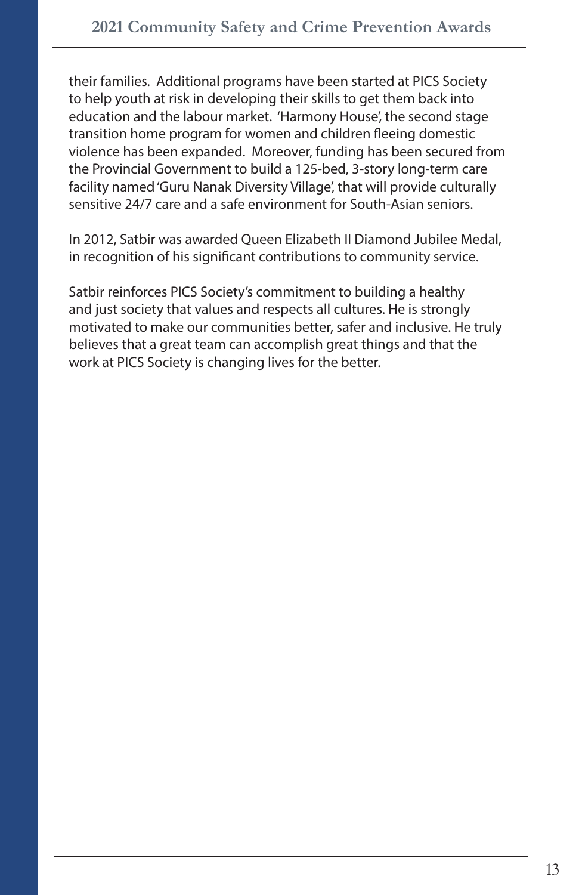their families. Additional programs have been started at PICS Society to help youth at risk in developing their skills to get them back into education and the labour market. 'Harmony House', the second stage transition home program for women and children fleeing domestic violence has been expanded. Moreover, funding has been secured from the Provincial Government to build a 125-bed, 3-story long-term care facility named 'Guru Nanak Diversity Village', that will provide culturally sensitive 24/7 care and a safe environment for South-Asian seniors.

In 2012, Satbir was awarded Queen Elizabeth II Diamond Jubilee Medal, in recognition of his significant contributions to community service.

Satbir reinforces PICS Society's commitment to building a healthy and just society that values and respects all cultures. He is strongly motivated to make our communities better, safer and inclusive. He truly believes that a great team can accomplish great things and that the work at PICS Society is changing lives for the better.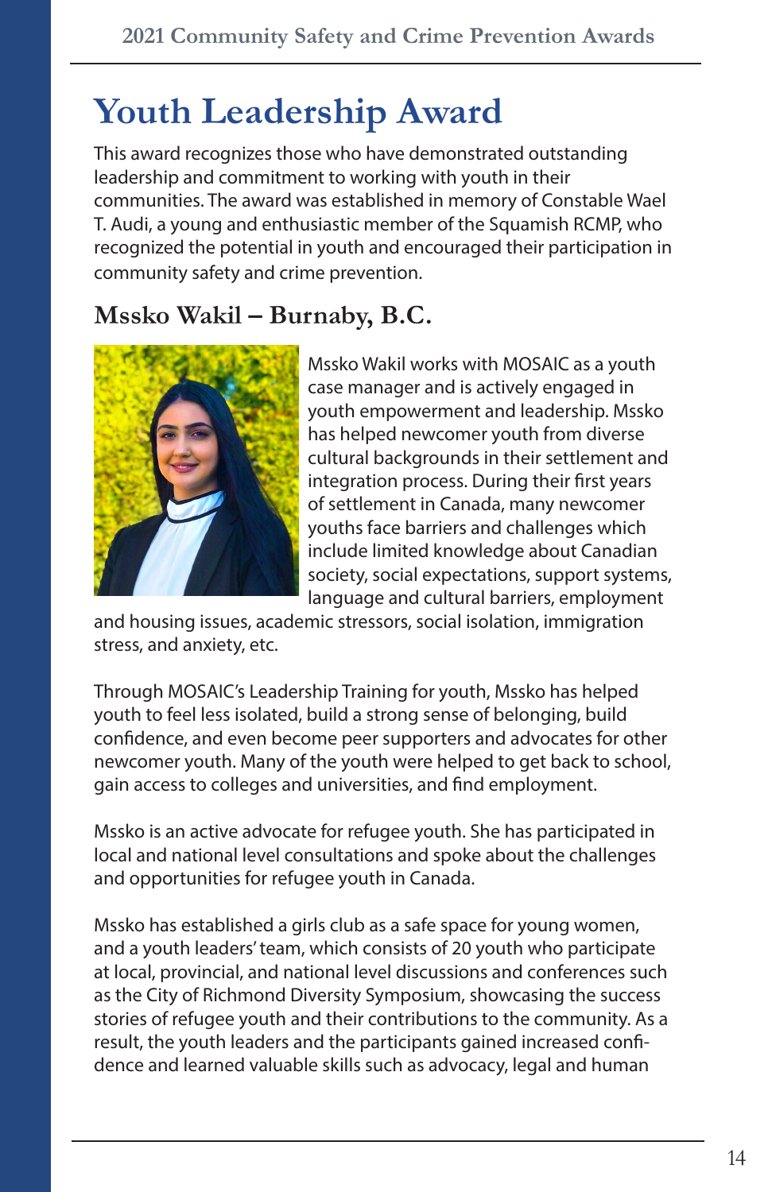# Youth Leadership Award

This award recognizes those who have demonstrated outstanding leadership and commitment to working with youth in their communities. The award was established in memory of Constable Wael T. Audi, a young and enthusiastic member of the Squamish RCMP, who recognized the potential in youth and encouraged their participation in community safety and crime prevention.

## Mssko Wakil – Burnaby, B.C.

Mssko Wakil works with MOSAIC as a youth case manager and is actively engaged in youth empowerment and leadership. Mssko has helped newcomer youth from diverse cultural backgrounds in their settlement and integration process. During their first years of settlement in Canada, many newcomer youths face barriers and challenges which include limited knowledge about Canadian society, social expectations, support systems, language and cultural barriers, employment and housing issues, academic stressors, social isolation, immigration stress, and anxiety, etc.

Through MOSAIC's Leadership Training for youth, Mssko has helped youth to feel less isolated, build a strong sense of belonging, build confidence, and even become peer supporters and advocates for other newcomer youth. Many of the youth were helped to get back to school, gain access to colleges and universities, and find employment.

Mssko is an active advocate for refugee youth. She has participated in local and national level consultations and spoke about the challenges and opportunities for refugee youth in Canada.

Mssko has established a girls club as a safe space for young women, and a youth leaders' team, which consists of 20 youth who participate at local, provincial, and national level discussions and conferences such as the City of Richmond Diversity Symposium, showcasing the success stories of refugee youth and their contributions to the community. As a result, the youth leaders and the participants gained increased confidence and learned valuable skills such as advocacy, legal and human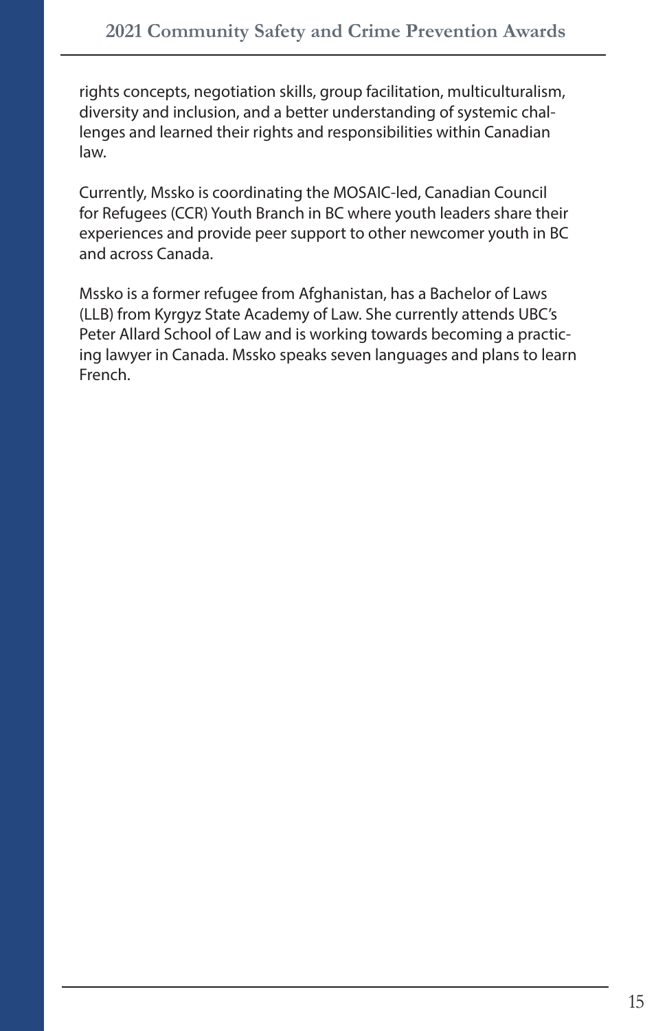rights concepts, negotiation skills, group facilitation, multiculturalism, diversity and inclusion, and a better understanding of systemic challenges and learned their rights and responsibilities within Canadian law.

Currently, Mssko is coordinating the MOSAIC-led, Canadian Council for Refugees (CCR) Youth Branch in BC where youth leaders share their experiences and provide peer support to other newcomer youth in BC and across Canada.

Mssko is a former refugee from Afghanistan, has a Bachelor of Laws (LLB) from Kyrgyz State Academy of Law. She currently attends UBC's Peter Allard School of Law and is working towards becoming a practicing lawyer in Canada. Mssko speaks seven languages and plans to learn French.